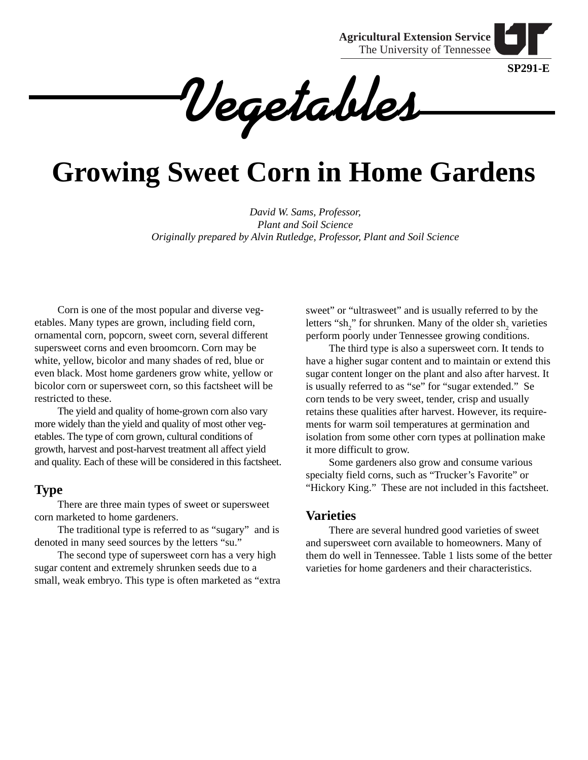Agricultural Extension Service
The University of Tennessee

SP291-E

# Vegetables

# Growing Sweet Corn in Home Gardens

*David W. Sams, Professor,*
*Plant and Soil Science*
*Originally prepared by Alvin Rutledge, Professor, Plant and Soil Science*

Corn is one of the most popular and diverse vegetables. Many types are grown, including field corn, ornamental corn, popcorn, sweet corn, several different supersweet corns and even broomcorn. Corn may be white, yellow, bicolor and many shades of red, blue or even black. Most home gardeners grow white, yellow or bicolor corn or supersweet corn, so this factsheet will be restricted to these.

The yield and quality of home-grown corn also vary more widely than the yield and quality of most other vegetables. The type of corn grown, cultural conditions of growth, harvest and post-harvest treatment all affect yield and quality. Each of these will be considered in this factsheet.

## Type

There are three main types of sweet or supersweet corn marketed to home gardeners.

The traditional type is referred to as "sugary" and is denoted in many seed sources by the letters "su."

The second type of supersweet corn has a very high sugar content and extremely shrunken seeds due to a small, weak embryo. This type is often marketed as "extra sweet" or "ultrasweet" and is usually referred to by the letters "$sh_2$" for shrunken. Many of the older $sh_2$ varieties perform poorly under Tennessee growing conditions.

The third type is also a supersweet corn. It tends to have a higher sugar content and to maintain or extend this sugar content longer on the plant and also after harvest. It is usually referred to as "se" for "sugar extended." Se corn tends to be very sweet, tender, crisp and usually retains these qualities after harvest. However, its requirements for warm soil temperatures at germination and isolation from some other corn types at pollination make it more difficult to grow.

Some gardeners also grow and consume various specialty field corns, such as "Trucker's Favorite" or "Hickory King." These are not included in this factsheet.

## Varieties

There are several hundred good varieties of sweet and supersweet corn available to homeowners. Many of them do well in Tennessee. Table 1 lists some of the better varieties for home gardeners and their characteristics.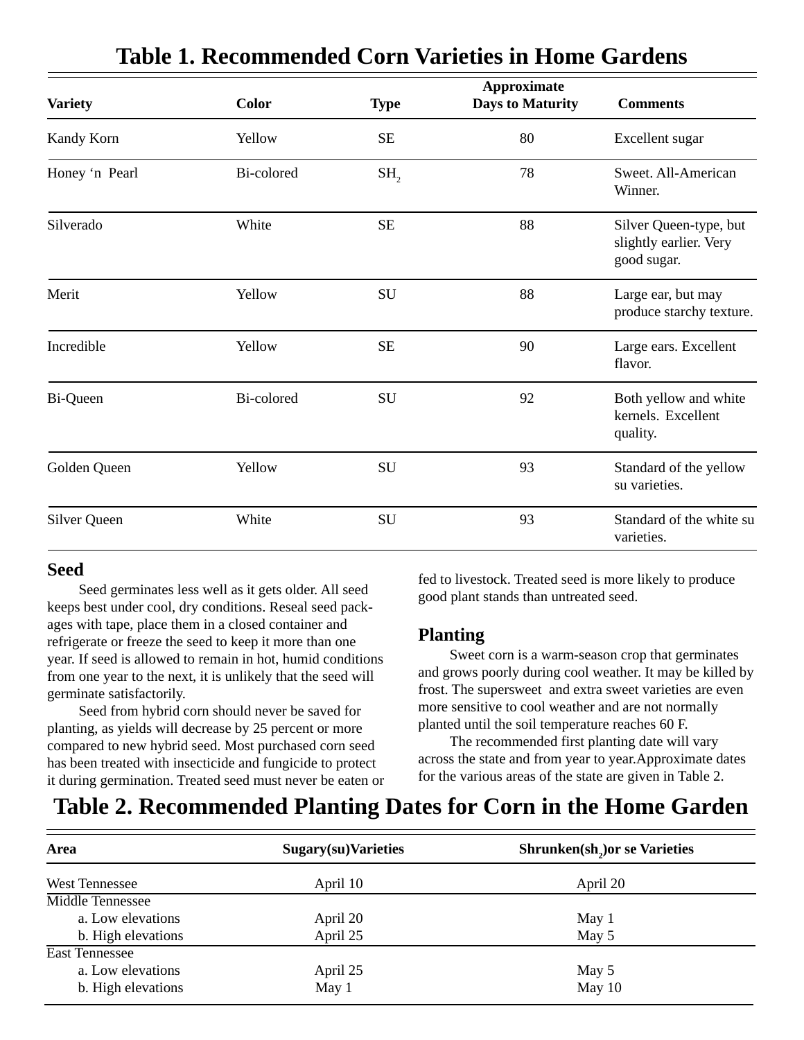## Table 1. Recommended Corn Varieties in Home Gardens

| Variety | Color | Type | Approximate Days to Maturity | Comments |
|---|---|---|---|---|
| Kandy Korn | Yellow | SE | 80 | Excellent sugar |
| Honey ‘n Pearl | Bi-colored | $SH_2$ | 78 | Sweet. All-American Winner. |
| Silverado | White | SE | 88 | Silver Queen-type, but slightly earlier. Very good sugar. |
| Merit | Yellow | SU | 88 | Large ear, but may produce starchy texture. |
| Incredible | Yellow | SE | 90 | Large ears. Excellent flavor. |
| Bi-Queen | Bi-colored | SU | 92 | Both yellow and white kernels. Excellent quality. |
| Golden Queen | Yellow | SU | 93 | Standard of the yellow su varieties. |
| Silver Queen | White | SU | 93 | Standard of the white su varieties. |

### Seed

Seed germinates less well as it gets older. All seed keeps best under cool, dry conditions. Reseal seed packages with tape, place them in a closed container and refrigerate or freeze the seed to keep it more than one year. If seed is allowed to remain in hot, humid conditions from one year to the next, it is unlikely that the seed will germinate satisfactorily.

Seed from hybrid corn should never be saved for planting, as yields will decrease by 25 percent or more compared to new hybrid seed. Most purchased corn seed has been treated with insecticide and fungicide to protect it during germination. Treated seed must never be eaten or fed to livestock. Treated seed is more likely to produce good plant stands than untreated seed.

### Planting

Sweet corn is a warm-season crop that germinates and grows poorly during cool weather. It may be killed by frost. The supersweet and extra sweet varieties are even more sensitive to cool weather and are not normally planted until the soil temperature reaches 60 F.

The recommended first planting date will vary across the state and from year to year.Approximate dates for the various areas of the state are given in Table 2.

## Table 2. Recommended Planting Dates for Corn in the Home Garden

| Area | Sugary(su)Varieties | Shrunken($sh_2$)or se Varieties |
|---|---|---|
| West Tennessee | April 10 | April 20 |
| Middle Tennessee | | |
| a. Low elevations | April 20 | May 1 |
| b. High elevations | April 25 | May 5 |
| East Tennessee | | |
| a. Low elevations | April 25 | May 5 |
| b. High elevations | May 1 | May 10 |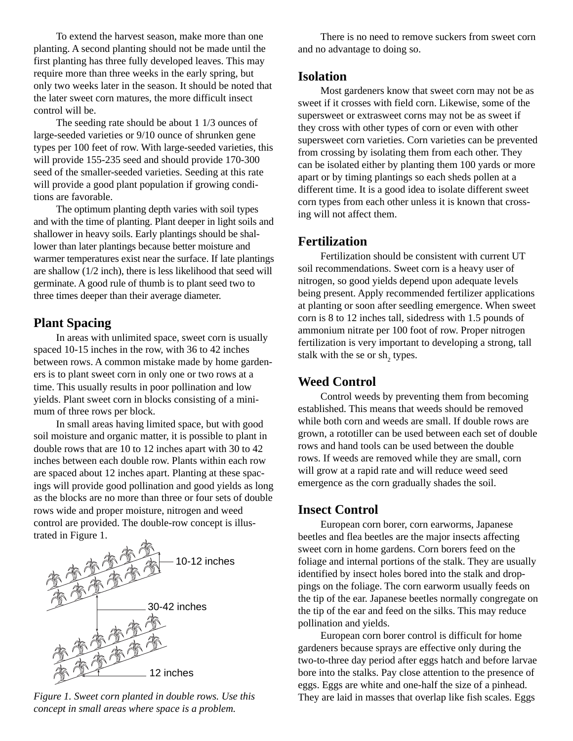To extend the harvest season, make more than one planting. A second planting should not be made until the first planting has three fully developed leaves. This may require more than three weeks in the early spring, but only two weeks later in the season. It should be noted that the later sweet corn matures, the more difficult insect control will be.

The seeding rate should be about 1 1/3 ounces of large-seeded varieties or 9/10 ounce of shrunken gene types per 100 feet of row. With large-seeded varieties, this will provide 155-235 seed and should provide 170-300 seed of the smaller-seeded varieties. Seeding at this rate will provide a good plant population if growing conditions are favorable.

The optimum planting depth varies with soil types and with the time of planting. Plant deeper in light soils and shallower in heavy soils. Early plantings should be shallower than later plantings because better moisture and warmer temperatures exist near the surface. If late plantings are shallow (1/2 inch), there is less likelihood that seed will germinate. A good rule of thumb is to plant seed two to three times deeper than their average diameter.

## Plant Spacing

In areas with unlimited space, sweet corn is usually spaced 10-15 inches in the row, with 36 to 42 inches between rows. A common mistake made by home gardeners is to plant sweet corn in only one or two rows at a time. This usually results in poor pollination and low yields. Plant sweet corn in blocks consisting of a minimum of three rows per block.

In small areas having limited space, but with good soil moisture and organic matter, it is possible to plant in double rows that are 10 to 12 inches apart with 30 to 42 inches between each double row. Plants within each row are spaced about 12 inches apart. Planting at these spacings will provide good pollination and good yields as long as the blocks are no more than three or four sets of double rows wide and proper moisture, nitrogen and weed control are provided. The double-row concept is illustrated in Figure 1.

10-12 inches

30-42 inches

12 inches

*Figure 1. Sweet corn planted in double rows. Use this concept in small areas where space is a problem.*

There is no need to remove suckers from sweet corn and no advantage to doing so.

## Isolation

Most gardeners know that sweet corn may not be as sweet if it crosses with field corn. Likewise, some of the supersweet or extrasweet corns may not be as sweet if they cross with other types of corn or even with other supersweet corn varieties. Corn varieties can be prevented from crossing by isolating them from each other. They can be isolated either by planting them 100 yards or more apart or by timing plantings so each sheds pollen at a different time. It is a good idea to isolate different sweet corn types from each other unless it is known that crossing will not affect them.

## Fertilization

Fertilization should be consistent with current UT soil recommendations. Sweet corn is a heavy user of nitrogen, so good yields depend upon adequate levels being present. Apply recommended fertilizer applications at planting or soon after seedling emergence. When sweet corn is 8 to 12 inches tall, sidedress with 1.5 pounds of ammonium nitrate per 100 foot of row. Proper nitrogen fertilization is very important to developing a strong, tall stalk with the se or $sh_2$ types.

## Weed Control

Control weeds by preventing them from becoming established. This means that weeds should be removed while both corn and weeds are small. If double rows are grown, a rototiller can be used between each set of double rows and hand tools can be used between the double rows. If weeds are removed while they are small, corn will grow at a rapid rate and will reduce weed seed emergence as the corn gradually shades the soil.

## Insect Control

European corn borer, corn earworms, Japanese beetles and flea beetles are the major insects affecting sweet corn in home gardens. Corn borers feed on the foliage and internal portions of the stalk. They are usually identified by insect holes bored into the stalk and droppings on the foliage. The corn earworm usually feeds on the tip of the ear. Japanese beetles normally congregate on the tip of the ear and feed on the silks. This may reduce pollination and yields.

European corn borer control is difficult for home gardeners because sprays are effective only during the two-to-three day period after eggs hatch and before larvae bore into the stalks. Pay close attention to the presence of eggs. Eggs are white and one-half the size of a pinhead. They are laid in masses that overlap like fish scales. Eggs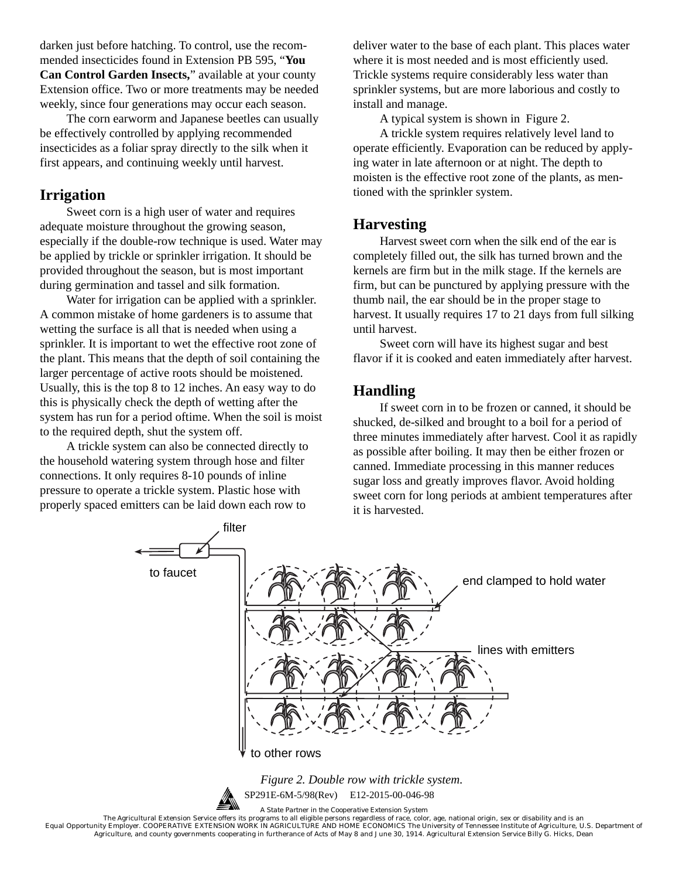darken just before hatching. To control, use the recommended insecticides found in Extension PB 595, "**You Can Control Garden Insects,**" available at your county Extension office. Two or more treatments may be needed weekly, since four generations may occur each season.

The corn earworm and Japanese beetles can usually be effectively controlled by applying recommended insecticides as a foliar spray directly to the silk when it first appears, and continuing weekly until harvest.

## Irrigation

Sweet corn is a high user of water and requires adequate moisture throughout the growing season, especially if the double-row technique is used. Water may be applied by trickle or sprinkler irrigation. It should be provided throughout the season, but is most important during germination and tassel and silk formation.

Water for irrigation can be applied with a sprinkler. A common mistake of home gardeners is to assume that wetting the surface is all that is needed when using a sprinkler. It is important to wet the effective root zone of the plant. This means that the depth of soil containing the larger percentage of active roots should be moistened. Usually, this is the top 8 to 12 inches. An easy way to do this is physically check the depth of wetting after the system has run for a period oftime. When the soil is moist to the required depth, shut the system off.

A trickle system can also be connected directly to the household watering system through hose and filter connections. It only requires 8-10 pounds of inline pressure to operate a trickle system. Plastic hose with properly spaced emitters can be laid down each row to deliver water to the base of each plant. This places water where it is most needed and is most efficiently used. Trickle systems require considerably less water than sprinkler systems, but are more laborious and costly to install and manage.

A typical system is shown in Figure 2.

A trickle system requires relatively level land to operate efficiently. Evaporation can be reduced by applying water in late afternoon or at night. The depth to moisten is the effective root zone of the plants, as mentioned with the sprinkler system.

## Harvesting

Harvest sweet corn when the silk end of the ear is completely filled out, the silk has turned brown and the kernels are firm but in the milk stage. If the kernels are firm, but can be punctured by applying pressure with the thumb nail, the ear should be in the proper stage to harvest. It usually requires 17 to 21 days from full silking until harvest.

Sweet corn will have its highest sugar and best flavor if it is cooked and eaten immediately after harvest.

## Handling

If sweet corn in to be frozen or canned, it should be shucked, de-silked and brought to a boil for a period of three minutes immediately after harvest. Cool it as rapidly as possible after boiling. It may then be either frozen or canned. Immediate processing in this manner reduces sugar loss and greatly improves flavor. Avoid holding sweet corn for long periods at ambient temperatures after it is harvested.

filter

to faucet

end clamped to hold water

lines with emitters

to other rows

*Figure 2. Double row with trickle system.*

SP291E-6M-5/98(Rev) E12-2015-00-046-98

A State Partner in the Cooperative Extension System
The Agricultural Extension Service offers its programs to all eligible persons regardless of race, color, age, national origin, sex or disability and is an Equal Opportunity Employer. COOPERATIVE EXTENSION WORK IN AGRICULTURE AND HOME ECONOMICS The University of Tennessee Institute of Agriculture, U.S. Department of Agriculture, and county governments cooperating in furtherance of Acts of May 8 and June 30, 1914. Agricultural Extension Service Billy G. Hicks, Dean